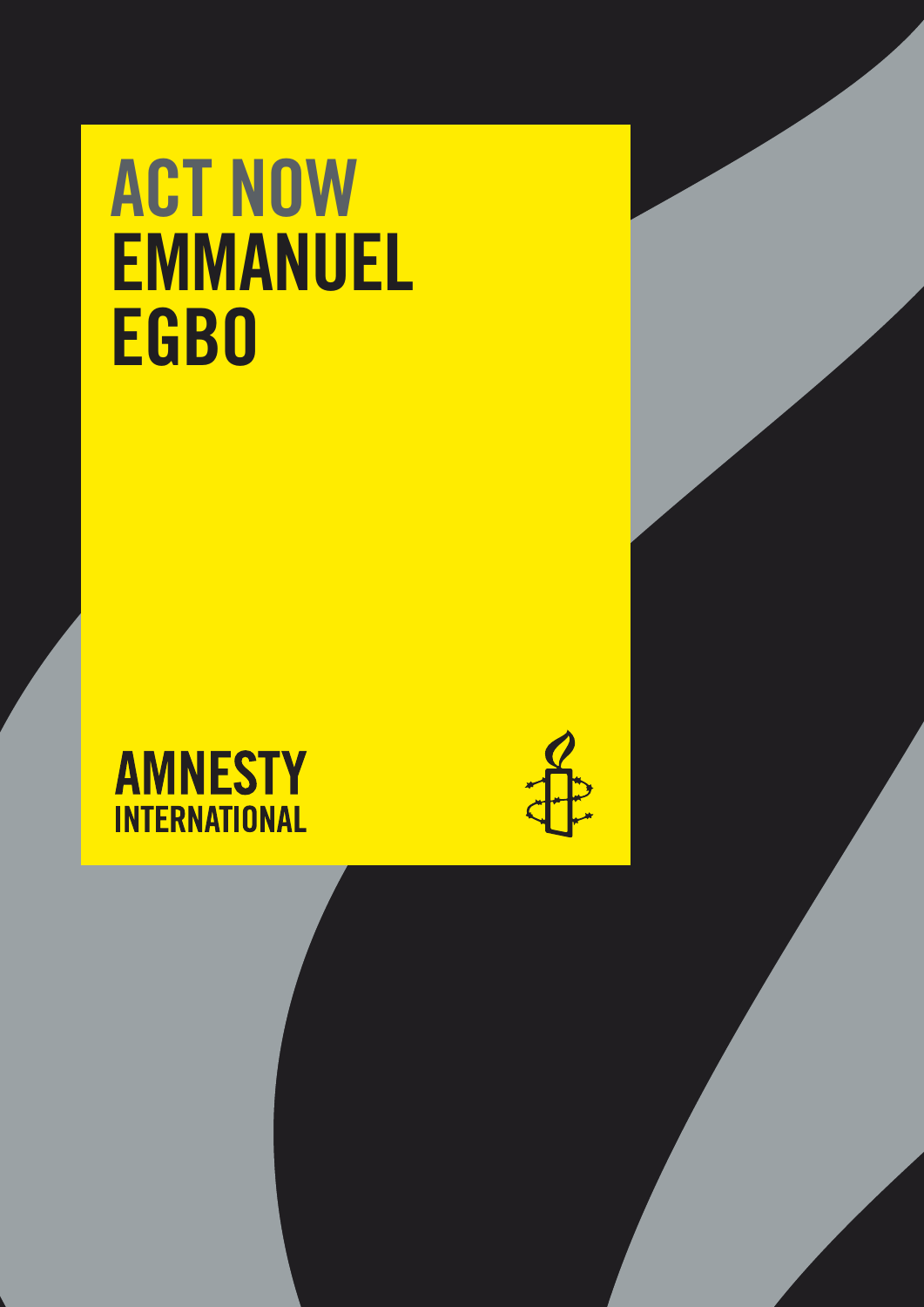# ACT NOW EMMANUEL EGBO

AMNESTY INTERNATIONAL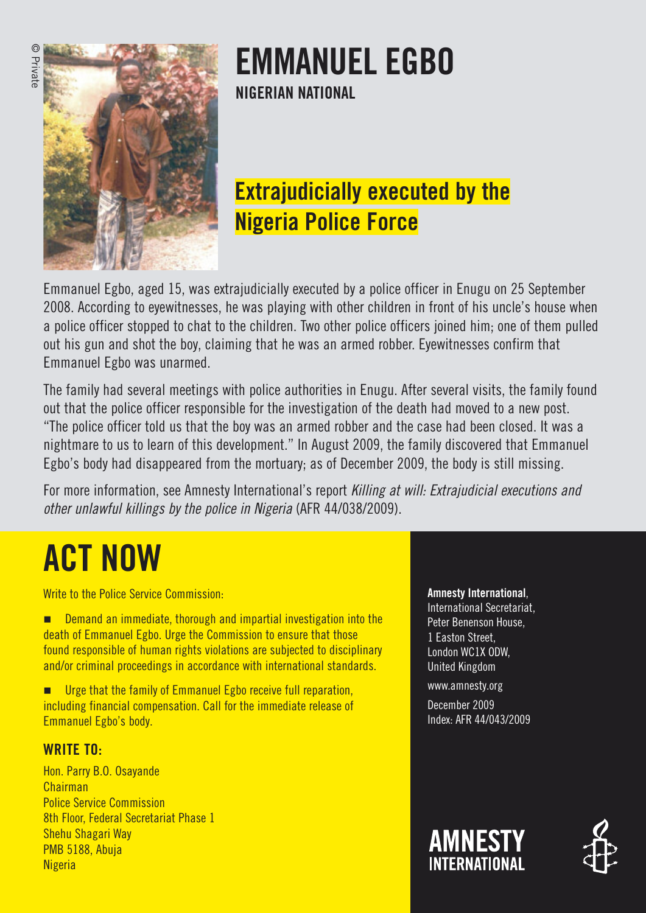© Private

# EMMANUEL EGBO

**NIGERIAN NATIONAL**

## Extrajudicially executed by the Nigeria Police Force

Emmanuel Egbo, aged 15, was extrajudicially executed by a police officer in Enugu on 25 September 2008. According to eyewitnesses, he was playing with other children in front of his uncle's house when a police officer stopped to chat to the children. Two other police officers joined him; one of them pulled out his gun and shot the boy, claiming that he was an armed robber. Eyewitnesses confirm that Emmanuel Egbo was unarmed.

The family had several meetings with police authorities in Enugu. After several visits, the family found out that the police officer responsible for the investigation of the death had moved to a new post. "The police officer told us that the boy was an armed robber and the case had been closed. It was a nightmare to us to learn of this development." In August 2009, the family discovered that Emmanuel Egbo's body had disappeared from the mortuary; as of December 2009, the body is still missing.

For more information, see Amnesty International's report *Killing at will: Extrajudicial executions and other unlawful killings by the police in Nigeria* (AFR 44/038/2009).

# ACT NOW

Write to the Police Service Commission:

- Demand an immediate, thorough and impartial investigation into the death of Emmanuel Egbo. Urge the Commission to ensure that those found responsible of human rights violations are subjected to disciplinary and/or criminal proceedings in accordance with international standards.
- Urge that the family of Emmanuel Egbo receive full reparation, including financial compensation. Call for the immediate release of Emmanuel Egbo's body.

### WRITE TO:

Hon. Parry B.O. Osayande
Chairman
Police Service Commission
8th Floor, Federal Secretariat Phase 1
Shehu Shagari Way
PMB 5188, Abuja
Nigeria

**Amnesty International**,
International Secretariat,
Peter Benenson House,
1 Easton Street,
London WC1X 0DW,
United Kingdom

www.amnesty.org

December 2009
Index: AFR 44/043/2009

AMNESTY INTERNATIONAL